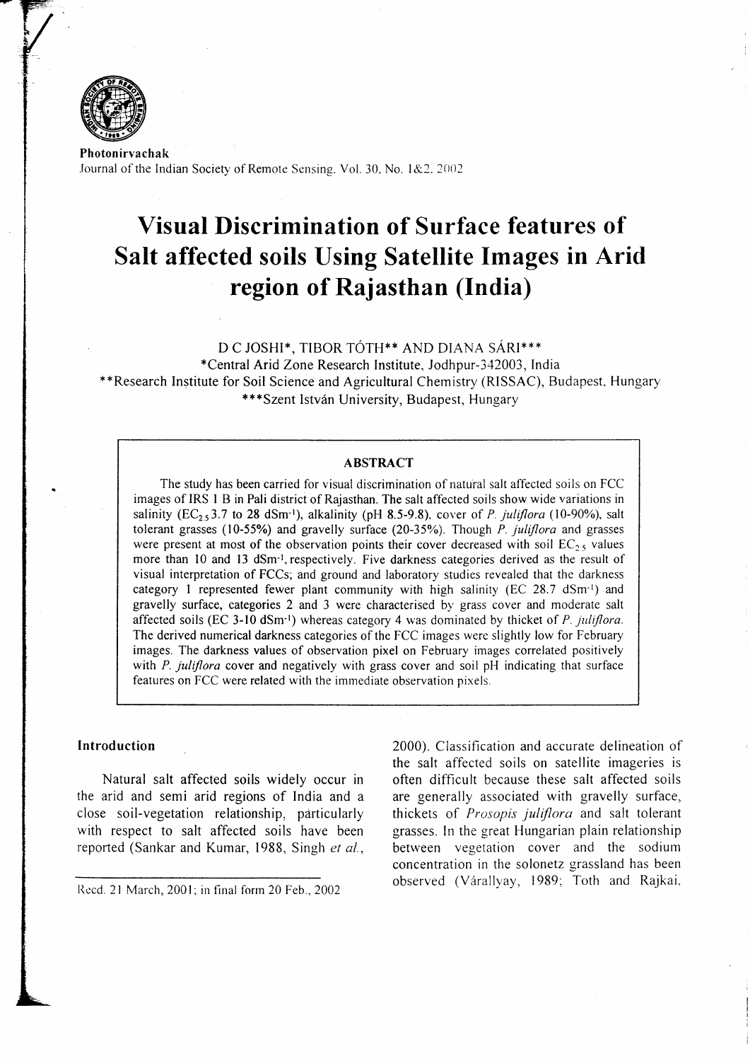Photonirvachak

Journal of the Indian Society of Remote Sensing, Vol. 30, No. 1&2, 2002

# Visual Discrimination of Surface features of Salt affected soils Using Satellite Images in Arid region of Rajasthan (India)

D C JOSHI*, TIBOR TÓTH** AND DIANA SÁRI***

*Central Arid Zone Research Institute, Jodhpur-342003, India

**Research Institute for Soil Science and Agricultural Chemistry (RISSAC), Budapest, Hungary

***Szent István University, Budapest, Hungary

## ABSTRACT

The study has been carried for visual discrimination of natural salt affected soils on FCC images of IRS 1 B in Pali district of Rajasthan. The salt affected soils show wide variations in salinity ($EC_{2.5}$ 3.7 to 28 $dSm^{-1}$), alkalinity (pH 8.5-9.8), cover of *P. juliflora* (10-90%), salt tolerant grasses (10-55%) and gravelly surface (20-35%). Though *P. juliflora* and grasses were present at most of the observation points their cover decreased with soil $EC_{2.5}$ values more than 10 and 13 $dSm^{-1}$, respectively. Five darkness categories derived as the result of visual interpretation of FCCs; and ground and laboratory studies revealed that the darkness category 1 represented fewer plant community with high salinity (EC 28.7 $dSm^{-1}$) and gravelly surface, categories 2 and 3 were characterised by grass cover and moderate salt affected soils (EC 3-10 $dSm^{-1}$) whereas category 4 was dominated by thicket of *P. juliflora*. The derived numerical darkness categories of the FCC images were slightly low for February images. The darkness values of observation pixel on February images correlated positively with *P. juliflora* cover and negatively with grass cover and soil pH indicating that surface features on FCC were related with the immediate observation pixels.

## Introduction

Natural salt affected soils widely occur in the arid and semi arid regions of India and a close soil-vegetation relationship, particularly with respect to salt affected soils have been reported (Sankar and Kumar, 1988, Singh *et al.*, 2000). Classification and accurate delineation of the salt affected soils on satellite imageries is often difficult because these salt affected soils are generally associated with gravelly surface, thickets of *Prosopis juliflora* and salt tolerant grasses. In the great Hungarian plain relationship between vegetation cover and the sodium concentration in the solonetz grassland has been observed (Várallyay, 1989; Toth and Rajkai,

Recd. 21 March, 2001; in final form 20 Feb., 2002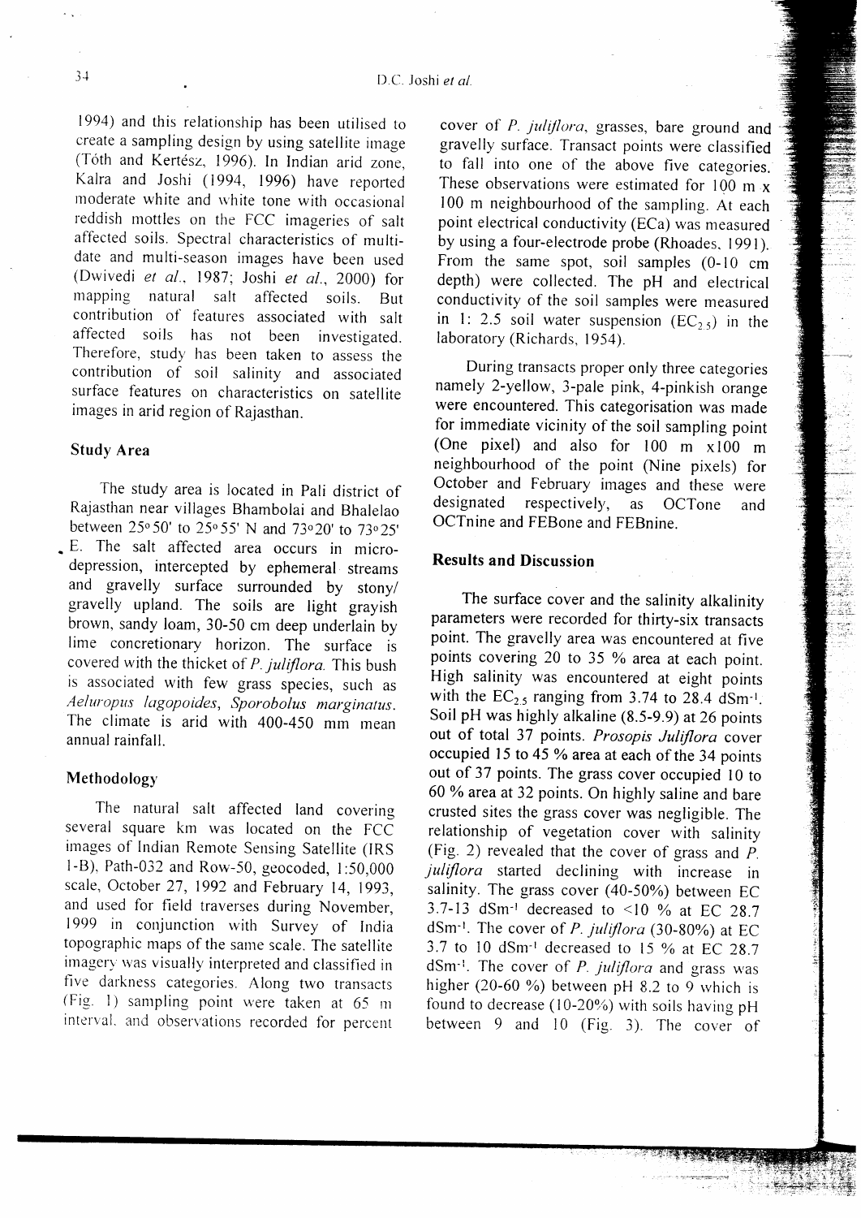1994) and this relationship has been utilised to create a sampling design by using satellite image (Tóth and Kertész, 1996). In Indian arid zone, Kalra and Joshi (1994, 1996) have reported moderate white and white tone with occasional reddish mottles on the FCC imageries of salt affected soils. Spectral characteristics of multi-date and multi-season images have been used (Dwivedi *et al.*, 1987; Joshi *et al.*, 2000) for mapping natural salt affected soils. But contribution of features associated with salt affected soils has not been investigated. Therefore, study has been taken to assess the contribution of soil salinity and associated surface features on characteristics on satellite images in arid region of Rajasthan.

## Study Area

The study area is located in Pali district of Rajasthan near villages Bhambolai and Bhalelao between 25°50' to 25°55' N and 73°20' to 73°25' E. The salt affected area occurs in micro-depression, intercepted by ephemeral streams and gravelly surface surrounded by stony/gravelly upland. The soils are light grayish brown, sandy loam, 30-50 cm deep underlain by lime concretionary horizon. The surface is covered with the thicket of *P. juliflora*. This bush is associated with few grass species, such as *Aeluropus lagopoides*, *Sporobolus marginatus*. The climate is arid with 400-450 mm mean annual rainfall.

## Methodology

The natural salt affected land covering several square km was located on the FCC images of Indian Remote Sensing Satellite (IRS 1-B), Path-032 and Row-50, geocoded, 1:50,000 scale, October 27, 1992 and February 14, 1993, and used for field traverses during November, 1999 in conjunction with Survey of India topographic maps of the same scale. The satellite imagery was visually interpreted and classified in five darkness categories. Along two transacts (Fig. 1) sampling point were taken at 65 m interval, and observations recorded for percent cover of *P. juliflora*, grasses, bare ground and gravelly surface. Transact points were classified to fall into one of the above five categories. These observations were estimated for 100 m x 100 m neighbourhood of the sampling. At each point electrical conductivity (ECa) was measured by using a four-electrode probe (Rhoades, 1991). From the same spot, soil samples (0-10 cm depth) were collected. The pH and electrical conductivity of the soil samples were measured in 1: 2.5 soil water suspension ($EC_{2.5}$) in the laboratory (Richards, 1954).

During transacts proper only three categories namely 2-yellow, 3-pale pink, 4-pinkish orange were encountered. This categorisation was made for immediate vicinity of the soil sampling point (One pixel) and also for 100 m x100 m neighbourhood of the point (Nine pixels) for October and February images and these were designated respectively, as OCTone and OCTnine and FEBone and FEBnine.

## Results and Discussion

The surface cover and the salinity alkalinity parameters were recorded for thirty-six transacts point. The gravelly area was encountered at five points covering 20 to 35 % area at each point. High salinity was encountered at eight points with the $EC_{2.5}$ ranging from 3.74 to 28.4 $dSm^{-1}$. Soil pH was highly alkaline (8.5-9.9) at 26 points out of total 37 points. *Prosopis Juliflora* cover occupied 15 to 45 % area at each of the 34 points out of 37 points. The grass cover occupied 10 to 60 % area at 32 points. On highly saline and bare crusted sites the grass cover was negligible. The relationship of vegetation cover with salinity (Fig. 2) revealed that the cover of grass and *P. juliflora* started declining with increase in salinity. The grass cover (40-50%) between EC 3.7-13 $dSm^{-1}$ decreased to <10 % at EC 28.7 $dSm^{-1}$. The cover of *P. juliflora* (30-80%) at EC 3.7 to 10 $dSm^{-1}$ decreased to 15 % at EC 28.7 $dSm^{-1}$. The cover of *P. juliflora* and grass was higher (20-60 %) between pH 8.2 to 9 which is found to decrease (10-20%) with soils having pH between 9 and 10 (Fig. 3). The cover of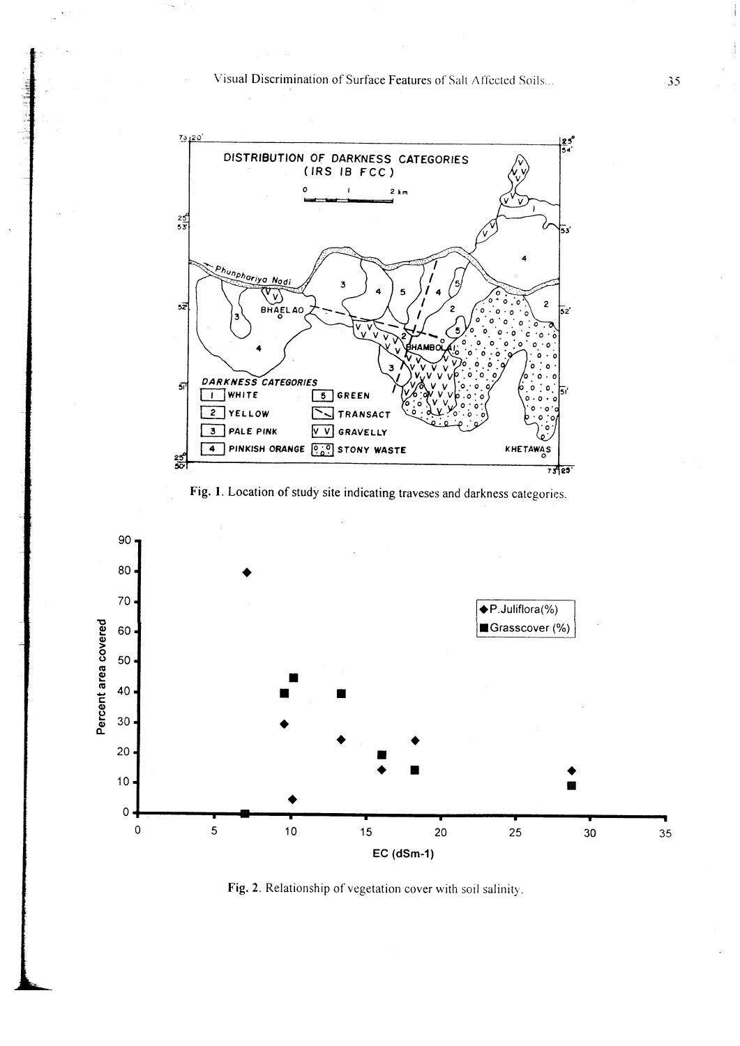Fig. 1. Location of study site indicating traveses and darkness categories.

Fig. 2. Relationship of vegetation cover with soil salinity.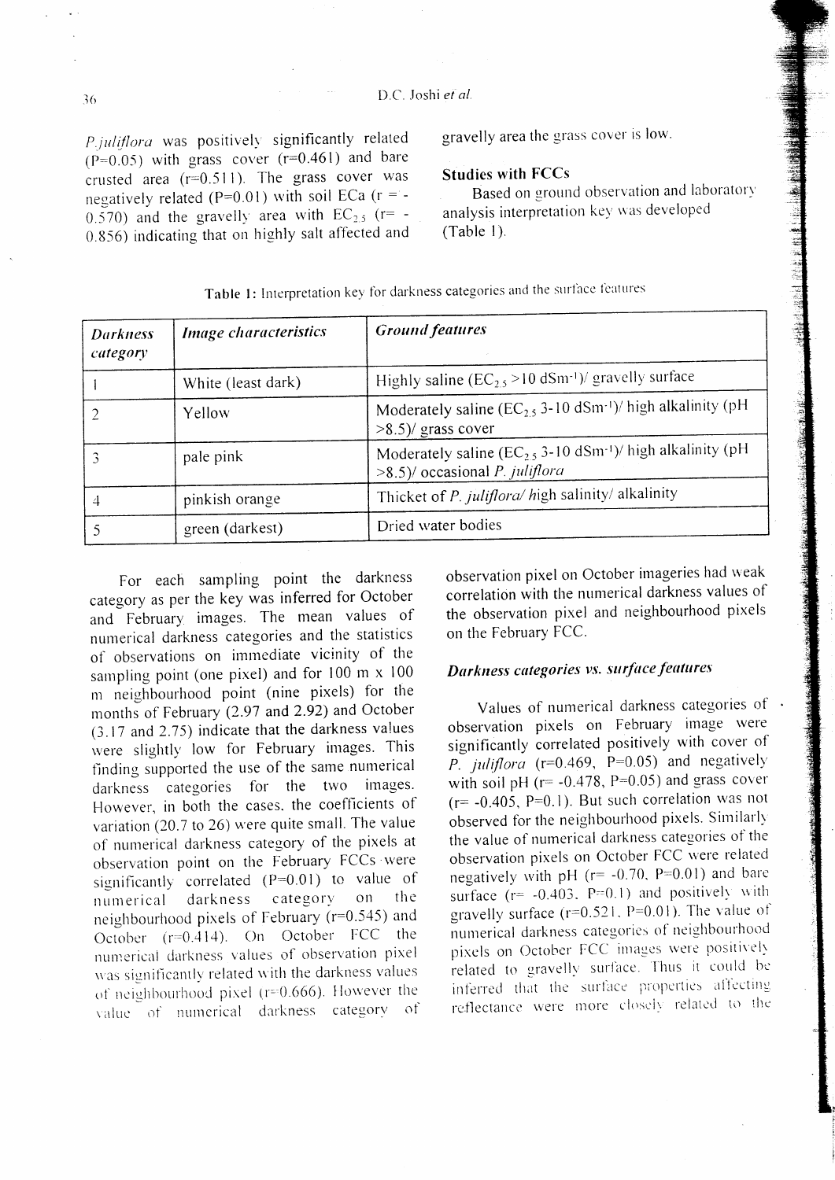*P. juliflora* was positively significantly related ($P=0.05$) with grass cover ($r=0.461$) and bare crusted area ($r=0.511$). The grass cover was negatively related ($P=0.01$) with soil ECa ($r = -0.570$) and the gravelly area with $EC_{2.5}$ ($r= -0.856$) indicating that on highly salt affected and gravelly area the grass cover is low.

### Studies with FCCs

Based on ground observation and laboratory analysis interpretation key was developed (Table 1).

**Table 1:** Interpretation key for darkness categories and the surface features

| *Darkness category* | *Image characteristics* | *Ground features* |
|---|---|---|
| 1 | White (least dark) | Highly saline ($EC_{2.5}$ >10 $dSm^{-1}$)/ gravelly surface |
| 2 | Yellow | Moderately saline ($EC_{2.5}$ 3-10 $dSm^{-1}$)/ high alkalinity (pH >8.5)/ grass cover |
| 3 | pale pink | Moderately saline ($EC_{2.5}$ 3-10 $dSm^{-1}$)/ high alkalinity (pH >8.5)/ occasional *P. juliflora* |
| 4 | pinkish orange | Thicket of *P. juliflora*/ high salinity/ alkalinity |
| 5 | green (darkest) | Dried water bodies |

For each sampling point the darkness category as per the key was inferred for October and February images. The mean values of numerical darkness categories and the statistics of observations on immediate vicinity of the sampling point (one pixel) and for 100 m x 100 m neighbourhood point (nine pixels) for the months of February (2.97 and 2.92) and October (3.17 and 2.75) indicate that the darkness values were slightly low for February images. This finding supported the use of the same numerical darkness categories for the two images. However, in both the cases, the coefficients of variation (20.7 to 26) were quite small. The value of numerical darkness category of the pixels at observation point on the February FCCs were significantly correlated ($P=0.01$) to value of numerical darkness category on the neighbourhood pixels of February ($r=0.545$) and October ($r=0.414$). On October FCC the numerical darkness values of observation pixel was significantly related with the darkness values of neighbourhood pixel ($r=0.666$). However the value of numerical darkness category of observation pixel on October imageries had weak correlation with the numerical darkness values of the observation pixel and neighbourhood pixels on the February FCC.

### *Darkness categories vs. surface features*

Values of numerical darkness categories of observation pixels on February image were significantly correlated positively with cover of *P. juliflora* ($r=0.469$, $P=0.05$) and negatively with soil pH ($r= -0.478$, $P=0.05$) and grass cover ($r= -0.405$, $P=0.1$). But such correlation was not observed for the neighbourhood pixels. Similarly the value of numerical darkness categories of the observation pixels on October FCC were related negatively with pH ($r= -0.70$, $P=0.01$) and bare surface ($r= -0.403$, $P=0.1$) and positively with gravelly surface ($r=0.521$, $P=0.01$). The value of numerical darkness categories of neighbourhood pixels on October FCC images were positively related to gravelly surface. Thus it could be inferred that the surface properties affecting reflectance were more closely related to the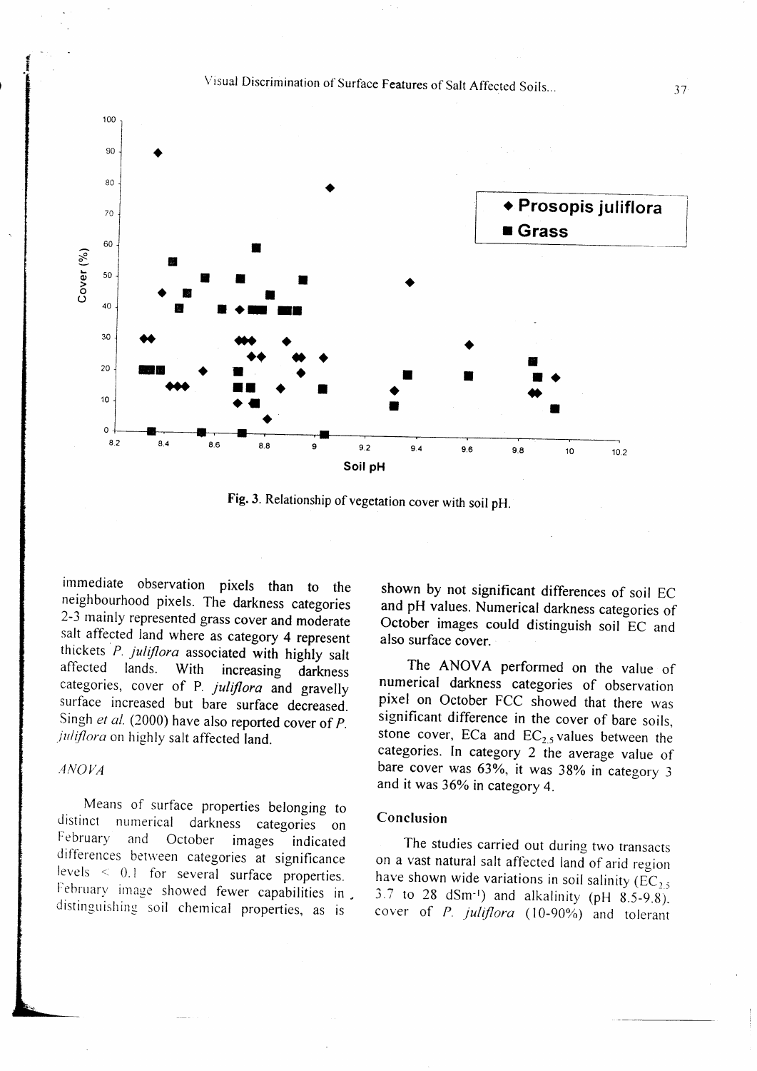Fig. 3. Relationship of vegetation cover with soil pH.

immediate observation pixels than to the neighbourhood pixels. The darkness categories 2-3 mainly represented grass cover and moderate salt affected land where as category 4 represent thickets *P. juliflora* associated with highly salt affected lands. With increasing darkness categories, cover of P. *juliflora* and gravelly surface increased but bare surface decreased. Singh *et al.* (2000) have also reported cover of *P. juliflora* on highly salt affected land.

### *ANOVA*

Means of surface properties belonging to distinct numerical darkness categories on February and October images indicated differences between categories at significance levels $< 0.1$ for several surface properties. February image showed fewer capabilities in distinguishing soil chemical properties, as is shown by not significant differences of soil EC and pH values. Numerical darkness categories of October images could distinguish soil EC and also surface cover.

The ANOVA performed on the value of numerical darkness categories of observation pixel on October FCC showed that there was significant difference in the cover of bare soils, stone cover, ECa and $EC_{2.5}$ values between the categories. In category 2 the average value of bare cover was 63%, it was 38% in category 3 and it was 36% in category 4.

## Conclusion

The studies carried out during two transects on a vast natural salt affected land of arid region have shown wide variations in soil salinity ($EC_{2.5}$ 3.7 to 28 $dSm^{-1}$) and alkalinity (pH 8.5-9.8), cover of *P. juliflora* (10-90%) and tolerant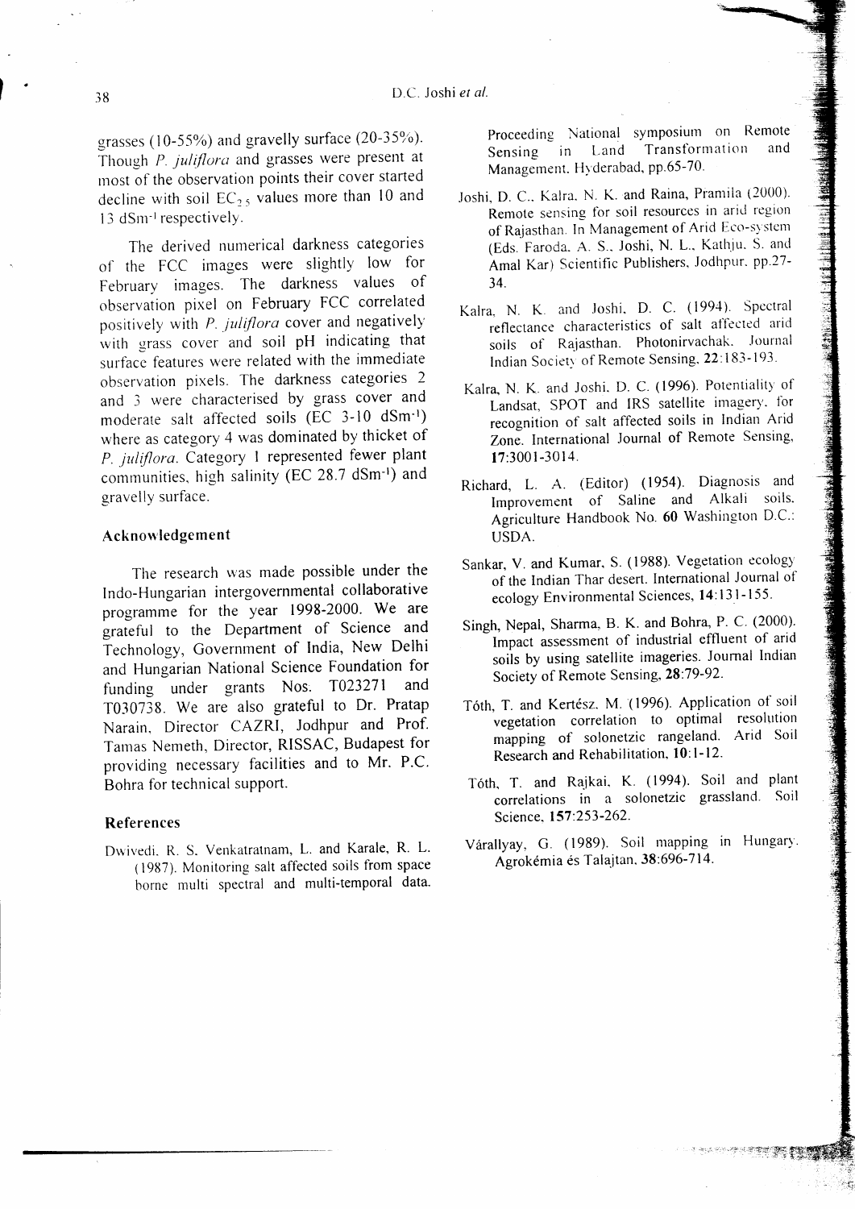grasses (10-55%) and gravelly surface (20-35%). Though *P. juliflora* and grasses were present at most of the observation points their cover started decline with soil $EC_{2.5}$ values more than 10 and 13 $dSm^{-1}$ respectively.

The derived numerical darkness categories of the FCC images were slightly low for February images. The darkness values of observation pixel on February FCC correlated positively with *P. juliflora* cover and negatively with grass cover and soil pH indicating that surface features were related with the immediate observation pixels. The darkness categories 2 and 3 were characterised by grass cover and moderate salt affected soils (EC 3-10 $dSm^{-1}$) where as category 4 was dominated by thicket of *P. juliflora*. Category 1 represented fewer plant communities, high salinity (EC 28.7 $dSm^{-1}$) and gravelly surface.

## Acknowledgement

The research was made possible under the Indo-Hungarian intergovernmental collaborative programme for the year 1998-2000. We are grateful to the Department of Science and Technology, Government of India, New Delhi and Hungarian National Science Foundation for funding under grants Nos. T023271 and T030738. We are also grateful to Dr. Pratap Narain, Director CAZRI, Jodhpur and Prof. Tamas Nemeth, Director, RISSAC, Budapest for providing necessary facilities and to Mr. P.C. Bohra for technical support.

## References

Dwivedi, R. S. Venkatratnam, L. and Karale, R. L. (1987). Monitoring salt affected soils from space borne multi spectral and multi-temporal data. Proceeding National symposium on Remote Sensing in Land Transformation and Management. Hyderabad, pp.65-70.

Joshi, D. C., Kalra, N. K. and Raina, Pramila (2000). Remote sensing for soil resources in arid region of Rajasthan. In Management of Arid Eco-system (Eds. Faroda, A. S., Joshi, N. L., Kathju, S. and Amal Kar) Scientific Publishers, Jodhpur. pp.27-34.

Kalra, N. K. and Joshi, D. C. (1994). Spectral reflectance characteristics of salt affected arid soils of Rajasthan. Photonirvachak. Journal Indian Society of Remote Sensing, **22**:183-193.

Kalra, N. K. and Joshi, D. C. (1996). Potentiality of Landsat, SPOT and IRS satellite imagery. for recognition of salt affected soils in Indian Arid Zone. International Journal of Remote Sensing, **17**:3001-3014.

Richard, L. A. (Editor) (1954). Diagnosis and Improvement of Saline and Alkali soils. Agriculture Handbook No. **60** Washington D.C.: USDA.

Sankar, V. and Kumar, S. (1988). Vegetation ecology of the Indian Thar desert. International Journal of ecology Environmental Sciences, **14**:131-155.

Singh, Nepal, Sharma, B. K. and Bohra, P. C. (2000). Impact assessment of industrial effluent of arid soils by using satellite imageries. Journal Indian Society of Remote Sensing, **28**:79-92.

Tóth, T. and Kertész, M. (1996). Application of soil vegetation correlation to optimal resolution mapping of solonetzic rangeland. Arid Soil Research and Rehabilitation, **10**:1-12.

Tóth, T. and Rajkai, K. (1994). Soil and plant correlations in a solonetzic grassland. Soil Science, **157**:253-262.

Várallyay, G. (1989). Soil mapping in Hungary. Agrokémia és Talajtan, **38**:696-714.